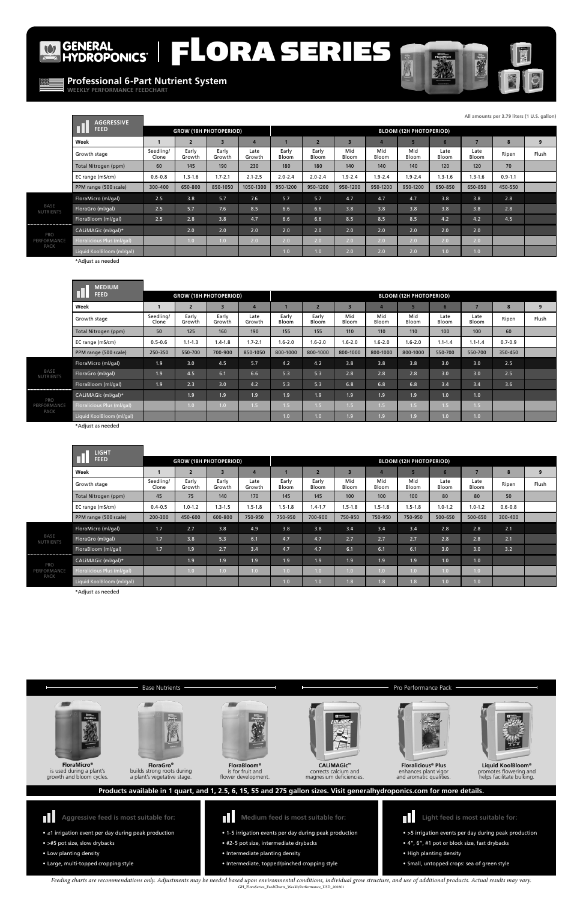# GENERAL HYDROPONICS | FLORA SERIES

## Professional 6-Part Nutrient System

WEEKLY PERFORMANCE FEEDCHART

All amounts per 3.79 liters (1 U.S. gallon)

### AGGRESSIVE FEED

| | | GROW (18H PHOTOPERIOD) | | | | BLOOM (12H PHOTOPERIOD) | | | | | | | | |
|---|---|---|---|---|---|---|---|---|---|---|---|---|---|---|
| | Week | 1 | 2 | 3 | 4 | 1 | 2 | 3 | 4 | 5 | 6 | 7 | 8 | 9 |
| | Growth stage | Seedling/ Clone | Early Growth | Early Growth | Late Growth | Early Bloom | Early Bloom | Mid Bloom | Mid Bloom | Mid Bloom | Late Bloom | Late Bloom | Ripen | Flush |
| | Total Nitrogen (ppm) | 60 | 145 | 190 | 230 | 180 | 180 | 140 | 140 | 140 | 120 | 120 | 70 | |
| | EC range (mS/cm) | 0.6-0.8 | 1.3-1.6 | 1.7-2.1 | 2.1-2.5 | 2.0-2.4 | 2.0-2.4 | 1.9-2.4 | 1.9-2.4 | 1.9-2.4 | 1.3-1.6 | 1.3-1.6 | 0.9-1.1 | |
| | PPM range (500 scale) | 300-400 | 650-800 | 850-1050 | 1050-1300 | 950-1200 | 950-1200 | 950-1200 | 950-1200 | 950-1200 | 650-850 | 650-850 | 450-550 | |
| BASE NUTRIENTS | FloraMicro (ml/gal) | 2.5 | 3.8 | 5.7 | 7.6 | 5.7 | 5.7 | 4.7 | 4.7 | 4.7 | 3.8 | 3.8 | 2.8 | |
| | FloraGro (ml/gal) | 2.5 | 5.7 | 7.6 | 8.5 | 6.6 | 6.6 | 3.8 | 3.8 | 3.8 | 3.8 | 3.8 | 2.8 | |
| | FloraBloom (ml/gal) | 2.5 | 2.8 | 3.8 | 4.7 | 6.6 | 6.6 | 8.5 | 8.5 | 8.5 | 4.2 | 4.2 | 4.5 | |
| PRO PERFORMANCE PACK | CALiMAGic (ml/gal)* | | 2.0 | 2.0 | 2.0 | 2.0 | 2.0 | 2.0 | 2.0 | 2.0 | 2.0 | 2.0 | | |
| | Floralicious Plus (ml/gal) | | 1.0 | 1.0 | 2.0 | 2.0 | 2.0 | 2.0 | 2.0 | 2.0 | 2.0 | 2.0 | | |
| | Liquid KoolBloom (ml/gal) | | | | | 1.0 | 1.0 | 2.0 | 2.0 | 2.0 | 1.0 | 1.0 | | |

*Adjust as needed

### MEDIUM FEED

| | | GROW (18H PHOTOPERIOD) | | | | BLOOM (12H PHOTOPERIOD) | | | | | | | | |
|---|---|---|---|---|---|---|---|---|---|---|---|---|---|---|
| | Week | 1 | 2 | 3 | 4 | 1 | 2 | 3 | 4 | 5 | 6 | 7 | 8 | 9 |
| | Growth stage | Seedling/ Clone | Early Growth | Early Growth | Late Growth | Early Bloom | Early Bloom | Mid Bloom | Mid Bloom | Mid Bloom | Late Bloom | Late Bloom | Ripen | Flush |
| | Total Nitrogen (ppm) | 50 | 125 | 160 | 190 | 155 | 155 | 110 | 110 | 110 | 100 | 100 | 60 | |
| | EC range (mS/cm) | 0.5-0.6 | 1.1-1.3 | 1.4-1.8 | 1.7-2.1 | 1.6-2.0 | 1.6-2.0 | 1.6-2.0 | 1.6-2.0 | 1.6-2.0 | 1.1-1.4 | 1.1-1.4 | 0.7-0.9 | |
| | PPM range (500 scale) | 250-350 | 550-700 | 700-900 | 850-1050 | 800-1000 | 800-1000 | 800-1000 | 800-1000 | 800-1000 | 550-700 | 550-700 | 350-450 | |
| BASE NUTRIENTS | FloraMicro (ml/gal) | 1.9 | 3.0 | 4.5 | 5.7 | 4.2 | 4.2 | 3.8 | 3.8 | 3.8 | 3.0 | 3.0 | 2.5 | |
| | FloraGro (ml/gal) | 1.9 | 4.5 | 6.1 | 6.6 | 5.3 | 5.3 | 2.8 | 2.8 | 2.8 | 3.0 | 3.0 | 2.5 | |
| | FloraBloom (ml/gal) | 1.9 | 2.3 | 3.0 | 4.2 | 5.3 | 5.3 | 6.8 | 6.8 | 6.8 | 3.4 | 3.4 | 3.6 | |
| PRO PERFORMANCE PACK | CALiMAGic (ml/gal)* | | 1.9 | 1.9 | 1.9 | 1.9 | 1.9 | 1.9 | 1.9 | 1.9 | 1.0 | 1.0 | | |
| | Floralicious Plus (ml/gal) | | 1.0 | 1.0 | 1.5 | 1.5 | 1.5 | 1.5 | 1.5 | 1.5 | 1.5 | 1.5 | | |
| | Liquid KoolBloom (ml/gal) | | | | | 1.0 | 1.0 | 1.9 | 1.9 | 1.9 | 1.0 | 1.0 | | |

*Adjust as needed

### LIGHT FEED

| | | GROW (18H PHOTOPERIOD) | | | | BLOOM (12H PHOTOPERIOD) | | | | | | | | |
|---|---|---|---|---|---|---|---|---|---|---|---|---|---|---|
| | Week | 1 | 2 | 3 | 4 | 1 | 2 | 3 | 4 | 5 | 6 | 7 | 8 | 9 |
| | Growth stage | Seedling/ Clone | Early Growth | Early Growth | Late Growth | Early Bloom | Early Bloom | Mid Bloom | Mid Bloom | Mid Bloom | Late Bloom | Late Bloom | Ripen | Flush |
| | Total Nitrogen (ppm) | 45 | 75 | 140 | 170 | 145 | 145 | 100 | 100 | 100 | 80 | 80 | 50 | |
| | EC range (mS/cm) | 0.4-0.5 | 1.0-1.2 | 1.3-1.5 | 1.5-1.8 | 1.5-1.8 | 1.4-1.7 | 1.5-1.8 | 1.5-1.8 | 1.5-1.8 | 1.0-1.2 | 1.0-1.2 | 0.6-0.8 | |
| | PPM range (500 scale) | 200-300 | 450-600 | 600-800 | 750-950 | 750-950 | 700-900 | 750-950 | 750-950 | 750-950 | 500-650 | 500-650 | 300-400 | |
| BASE NUTRIENTS | FloraMicro (ml/gal) | 1.7 | 2.7 | 3.8 | 4.9 | 3.8 | 3.8 | 3.4 | 3.4 | 3.4 | 2.8 | 2.8 | 2.1 | |
| | FloraGro (ml/gal) | 1.7 | 3.8 | 5.3 | 6.1 | 4.7 | 4.7 | 2.7 | 2.7 | 2.7 | 2.8 | 2.8 | 2.1 | |
| | FloraBloom (ml/gal) | 1.7 | 1.9 | 2.7 | 3.4 | 4.7 | 4.7 | 6.1 | 6.1 | 6.1 | 3.0 | 3.0 | 3.2 | |
| PRO PERFORMANCE PACK | CALiMAGic (ml/gal)* | | 1.9 | 1.9 | 1.9 | 1.9 | 1.9 | 1.9 | 1.9 | 1.9 | 1.0 | 1.0 | | |
| | Floralicious Plus (ml/gal) | | 1.0 | 1.0 | 1.0 | 1.0 | 1.0 | 1.0 | 1.0 | 1.0 | 1.0 | 1.0 | | |
| | Liquid KoolBloom (ml/gal) | | | | | 1.0 | 1.0 | 1.8 | 1.8 | 1.8 | 1.0 | 1.0 | | |

*Adjust as needed

---

**Base Nutrients**

**FloraMicro®** is used during a plant's growth and bloom cycles.

**FloraGro®** builds strong roots during a plant's vegetative stage.

**FloraBloom®** is for fruit and flower development.

**Pro Performance Pack**

**CALiMAGic™** corrects calcium and magnesium deficiencies.

**Floralicious® Plus** enhances plant vigor and aromatic qualities.

**Liquid KoolBloom®** promotes flowering and helps facilitate bulking.

**Products available in 1 quart, and 1, 2.5, 6, 15, 55 and 275 gallon sizes. Visit generalhydroponics.com for more details.**

**Aggressive feed is most suitable for:**

- ≤1 irrigation event per day during peak production
- >#5 pot size, slow drybacks
- Low planting density
- Large, multi-topped cropping style

**Medium feed is most suitable for:**

- 1-5 irrigation events per day during peak production
- #2-5 pot size, intermediate drybacks
- Intermediate planting density
- Intermediate, topped/pinched cropping style

**Light feed is most suitable for:**

- >5 irrigation events per day during peak production
- 4", 6", #1 pot or block size, fast drybacks
- High planting density
- Small, untopped crops: sea of green style

*Feeding charts are recommendations only. Adjustments may be needed based upon environmental conditions, individual grow structure, and use of additional products. Actual results may vary.*

GH_FloraSeries_FeedCharts_WeeklyPerformance_USD_200801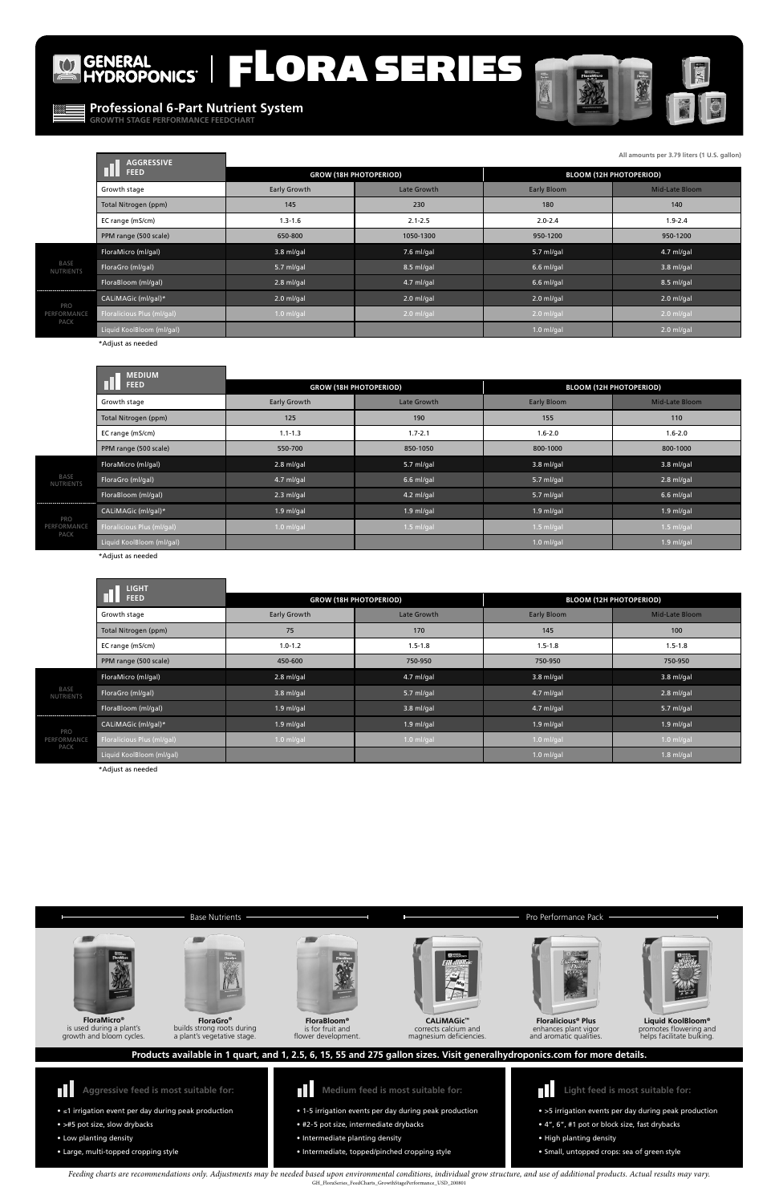# GENERAL HYDROPONICS | FLORA SERIES

## Professional 6-Part Nutrient System

GROWTH STAGE PERFORMANCE FEEDCHART

All amounts per 3.79 liters (1 U.S. gallon)

### AGGRESSIVE FEED

| | | GROW (18H PHOTOPERIOD) | | BLOOM (12H PHOTOPERIOD) | |
|---|---|---|---|---|---|
| | Growth stage | Early Growth | Late Growth | Early Bloom | Mid-Late Bloom |
| | Total Nitrogen (ppm) | 145 | 230 | 180 | 140 |
| | EC range (mS/cm) | 1.3-1.6 | 2.1-2.5 | 2.0-2.4 | 1.9-2.4 |
| | PPM range (500 scale) | 650-800 | 1050-1300 | 950-1200 | 950-1200 |
| BASE NUTRIENTS | FloraMicro (ml/gal) | 3.8 ml/gal | 7.6 ml/gal | 5.7 ml/gal | 4.7 ml/gal |
| BASE NUTRIENTS | FloraGro (ml/gal) | 5.7 ml/gal | 8.5 ml/gal | 6.6 ml/gal | 3.8 ml/gal |
| BASE NUTRIENTS | FloraBloom (ml/gal) | 2.8 ml/gal | 4.7 ml/gal | 6.6 ml/gal | 8.5 ml/gal |
| PRO PERFORMANCE PACK | CALiMAGic (ml/gal)* | 2.0 ml/gal | 2.0 ml/gal | 2.0 ml/gal | 2.0 ml/gal |
| PRO PERFORMANCE PACK | Floralicious Plus (ml/gal) | 1.0 ml/gal | 2.0 ml/gal | 2.0 ml/gal | 2.0 ml/gal |
| PRO PERFORMANCE PACK | Liquid KoolBloom (ml/gal) | | | 1.0 ml/gal | 2.0 ml/gal |

*Adjust as needed

### MEDIUM FEED

| | | GROW (18H PHOTOPERIOD) | | BLOOM (12H PHOTOPERIOD) | |
|---|---|---|---|---|---|
| | Growth stage | Early Growth | Late Growth | Early Bloom | Mid-Late Bloom |
| | Total Nitrogen (ppm) | 125 | 190 | 155 | 110 |
| | EC range (mS/cm) | 1.1-1.3 | 1.7-2.1 | 1.6-2.0 | 1.6-2.0 |
| | PPM range (500 scale) | 550-700 | 850-1050 | 800-1000 | 800-1000 |
| BASE NUTRIENTS | FloraMicro (ml/gal) | 2.8 ml/gal | 5.7 ml/gal | 3.8 ml/gal | 3.8 ml/gal |
| BASE NUTRIENTS | FloraGro (ml/gal) | 4.7 ml/gal | 6.6 ml/gal | 5.7 ml/gal | 2.8 ml/gal |
| BASE NUTRIENTS | FloraBloom (ml/gal) | 2.3 ml/gal | 4.2 ml/gal | 5.7 ml/gal | 6.6 ml/gal |
| PRO PERFORMANCE PACK | CALiMAGic (ml/gal)* | 1.9 ml/gal | 1.9 ml/gal | 1.9 ml/gal | 1.9 ml/gal |
| PRO PERFORMANCE PACK | Floralicious Plus (ml/gal) | 1.0 ml/gal | 1.5 ml/gal | 1.5 ml/gal | 1.5 ml/gal |
| PRO PERFORMANCE PACK | Liquid KoolBloom (ml/gal) | | | 1.0 ml/gal | 1.9 ml/gal |

*Adjust as needed

### LIGHT FEED

| | | GROW (18H PHOTOPERIOD) | | BLOOM (12H PHOTOPERIOD) | |
|---|---|---|---|---|---|
| | Growth stage | Early Growth | Late Growth | Early Bloom | Mid-Late Bloom |
| | Total Nitrogen (ppm) | 75 | 170 | 145 | 100 |
| | EC range (mS/cm) | 1.0-1.2 | 1.5-1.8 | 1.5-1.8 | 1.5-1.8 |
| | PPM range (500 scale) | 450-600 | 750-950 | 750-950 | 750-950 |
| BASE NUTRIENTS | FloraMicro (ml/gal) | 2.8 ml/gal | 4.7 ml/gal | 3.8 ml/gal | 3.8 ml/gal |
| BASE NUTRIENTS | FloraGro (ml/gal) | 3.8 ml/gal | 5.7 ml/gal | 4.7 ml/gal | 2.8 ml/gal |
| BASE NUTRIENTS | FloraBloom (ml/gal) | 1.9 ml/gal | 3.8 ml/gal | 4.7 ml/gal | 5.7 ml/gal |
| PRO PERFORMANCE PACK | CALiMAGic (ml/gal)* | 1.9 ml/gal | 1.9 ml/gal | 1.9 ml/gal | 1.9 ml/gal |
| PRO PERFORMANCE PACK | Floralicious Plus (ml/gal) | 1.0 ml/gal | 1.0 ml/gal | 1.0 ml/gal | 1.0 ml/gal |
| PRO PERFORMANCE PACK | Liquid KoolBloom (ml/gal) | | | 1.0 ml/gal | 1.8 ml/gal |

*Adjust as needed

### Base Nutrients

**FloraMicro®** is used during a plant's growth and bloom cycles.

**FloraGro®** builds strong roots during a plant's vegetative stage.

**FloraBloom®** is for fruit and flower development.

### Pro Performance Pack

**CALiMAGic™** corrects calcium and magnesium deficiencies.

**Floralicious® Plus** enhances plant vigor and aromatic qualities.

**Liquid KoolBloom®** promotes flowering and helps facilitate bulking.

**Products available in 1 quart, and 1, 2.5, 6, 15, 55 and 275 gallon sizes. Visit generalhydroponics.com for more details.**

#### Aggressive feed is most suitable for:

- ≤1 irrigation event per day during peak production
- >#5 pot size, slow drybacks
- Low planting density
- Large, multi-topped cropping style

#### Medium feed is most suitable for:

- 1-5 irrigation events per day during peak production
- #2-5 pot size, intermediate drybacks
- Intermediate planting density
- Intermediate, topped/pinched cropping style

#### Light feed is most suitable for:

- >5 irrigation events per day during peak production
- 4", 6", #1 pot or block size, fast drybacks
- High planting density
- Small, untopped crops: sea of green style

*Feeding charts are recommendations only. Adjustments may be needed based upon environmental conditions, individual grow structure, and use of additional products. Actual results may vary.*

GH_FloraSeries_FeedCharts_GrowthStagePerformance_USD_200801